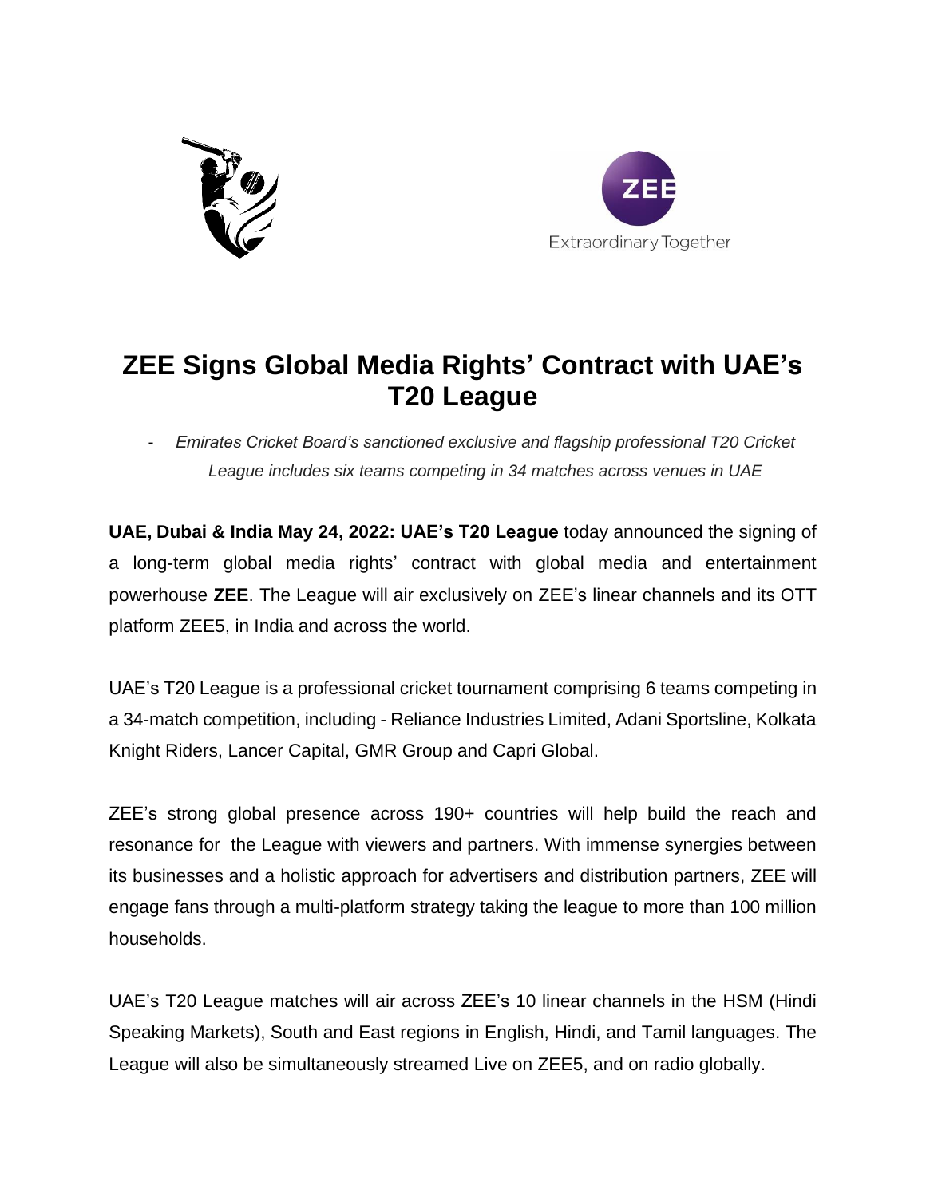Extraordinary Together

# ZEE Signs Global Media Rights' Contract with UAE's T20 League

- *Emirates Cricket Board's sanctioned exclusive and flagship professional T20 Cricket League includes six teams competing in 34 matches across venues in UAE*

**UAE, Dubai & India May 24, 2022: UAE's T20 League** today announced the signing of a long-term global media rights' contract with global media and entertainment powerhouse **ZEE**. The League will air exclusively on ZEE's linear channels and its OTT platform ZEE5, in India and across the world.

UAE's T20 League is a professional cricket tournament comprising 6 teams competing in a 34-match competition, including - Reliance Industries Limited, Adani Sportsline, Kolkata Knight Riders, Lancer Capital, GMR Group and Capri Global.

ZEE's strong global presence across 190+ countries will help build the reach and resonance for the League with viewers and partners. With immense synergies between its businesses and a holistic approach for advertisers and distribution partners, ZEE will engage fans through a multi-platform strategy taking the league to more than 100 million households.

UAE's T20 League matches will air across ZEE's 10 linear channels in the HSM (Hindi Speaking Markets), South and East regions in English, Hindi, and Tamil languages. The League will also be simultaneously streamed Live on ZEE5, and on radio globally.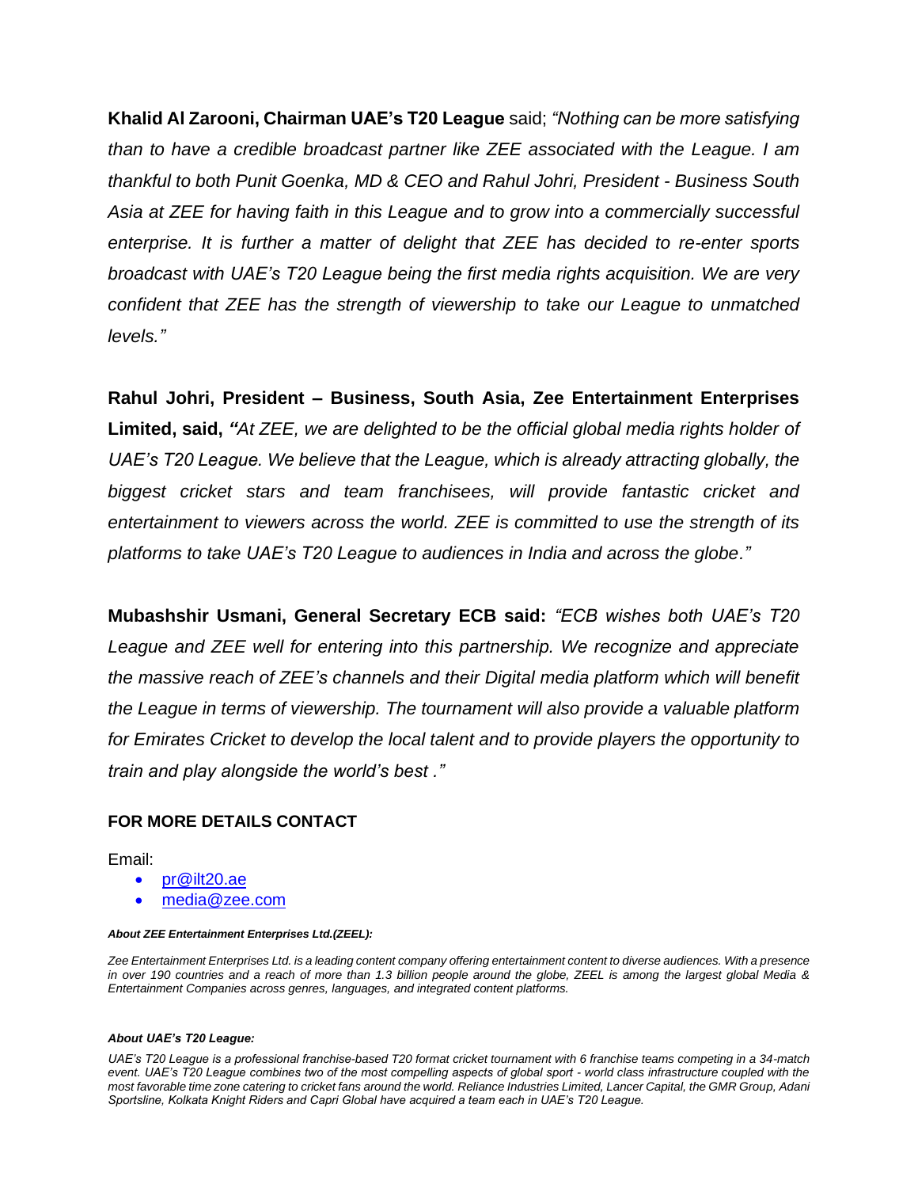**Khalid Al Zarooni, Chairman UAE's T20 League** said; *"Nothing can be more satisfying than to have a credible broadcast partner like ZEE associated with the League. I am thankful to both Punit Goenka, MD & CEO and Rahul Johri, President - Business South Asia at ZEE for having faith in this League and to grow into a commercially successful enterprise. It is further a matter of delight that ZEE has decided to re-enter sports broadcast with UAE's T20 League being the first media rights acquisition. We are very confident that ZEE has the strength of viewership to take our League to unmatched levels."*

**Rahul Johri, President – Business, South Asia, Zee Entertainment Enterprises Limited, said,** *"At ZEE, we are delighted to be the official global media rights holder of UAE's T20 League. We believe that the League, which is already attracting globally, the biggest cricket stars and team franchisees, will provide fantastic cricket and entertainment to viewers across the world. ZEE is committed to use the strength of its platforms to take UAE's T20 League to audiences in India and across the globe."*

**Mubashshir Usmani, General Secretary ECB said:** *"ECB wishes both UAE's T20 League and ZEE well for entering into this partnership. We recognize and appreciate the massive reach of ZEE's channels and their Digital media platform which will benefit the League in terms of viewership. The tournament will also provide a valuable platform for Emirates Cricket to develop the local talent and to provide players the opportunity to train and play alongside the world's best ."*

**FOR MORE DETAILS CONTACT**

Email:

- pr@ilt20.ae
- media@zee.com

***About ZEE Entertainment Enterprises Ltd.(ZEEL):***

*Zee Entertainment Enterprises Ltd. is a leading content company offering entertainment content to diverse audiences. With a presence in over 190 countries and a reach of more than 1.3 billion people around the globe, ZEEL is among the largest global Media & Entertainment Companies across genres, languages, and integrated content platforms.*

***About UAE's T20 League:***

*UAE's T20 League is a professional franchise-based T20 format cricket tournament with 6 franchise teams competing in a 34-match event. UAE's T20 League combines two of the most compelling aspects of global sport - world class infrastructure coupled with the most favorable time zone catering to cricket fans around the world. Reliance Industries Limited, Lancer Capital, the GMR Group, Adani Sportsline, Kolkata Knight Riders and Capri Global have acquired a team each in UAE's T20 League.*